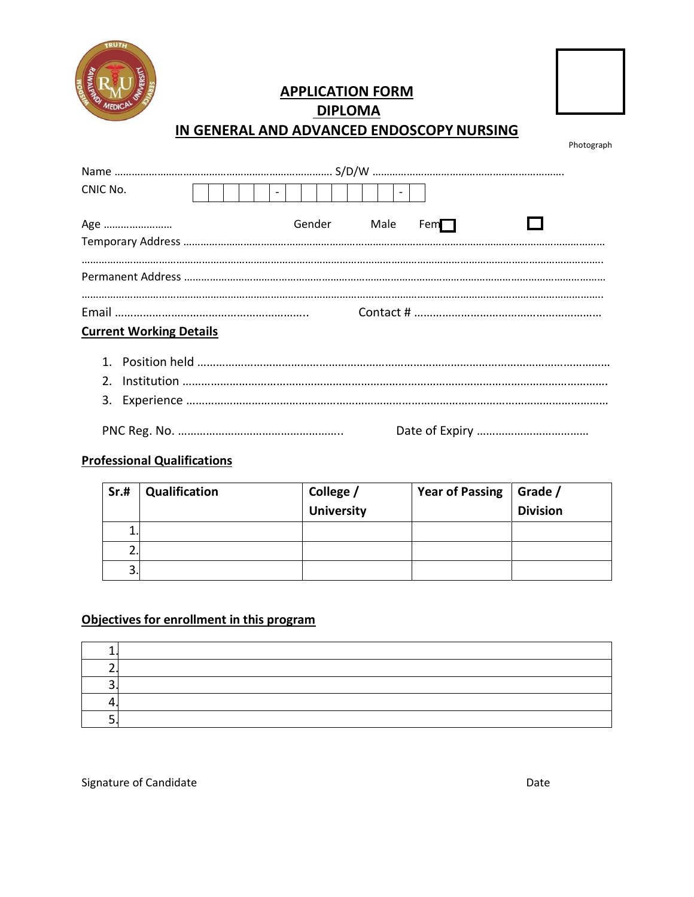# APPLICATION FORM
## DIPLOMA
## IN GENERAL AND ADVANCED ENDOSCOPY NURSING

Photograph

Name ………………………………………………………………… S/D/W …………………………………………………………

CNIC No. | | | | | | - | | | | | | | | - | |

Age …………………… Gender Male ☐ Fem ☐

Temporary Address ……………………………………………………………………………………………………………………………

……………………………………………………………………………………………………………………………………………………

Permanent Address ……………………………………………………………………………………………………………………………

……………………………………………………………………………………………………………………………………………………

Email …………………………………………………….. Contact # ……………………………………………………

**Current Working Details**

1. Position held ……………………………………………………………………………………………………………………
2. Institution ………………………………………………………………………………………………………………………
3. Experience ………………………………………………………………………………………………………………………

PNC Reg. No. …………………………………………….. Date of Expiry ………………………………

**Professional Qualifications**

| Sr.# | Qualification | College / University | Year of Passing | Grade / Division |
|---|---|---|---|---|
| 1. | | | | |
| 2. | | | | |
| 3. | | | | |

**Objectives for enrollment in this program**

| | |
|---|---|
| 1. | |
| 2. | |
| 3. | |
| 4. | |
| 5. | |

Signature of Candidate Date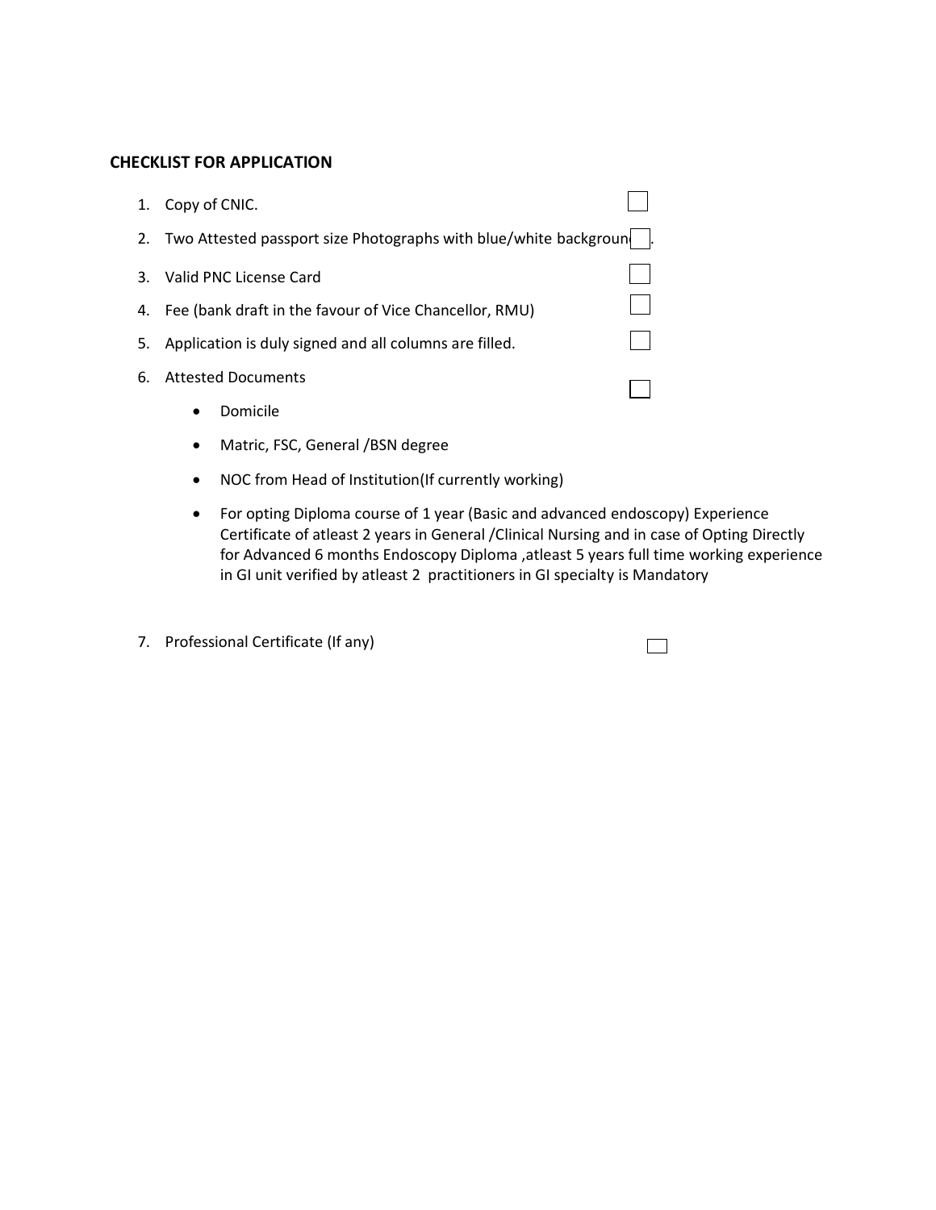**CHECKLIST FOR APPLICATION**

1. Copy of CNIC. ☐
2. Two Attested passport size Photographs with blue/white background ☐.
3. Valid PNC License Card ☐
4. Fee (bank draft in the favour of Vice Chancellor, RMU) ☐
5. Application is duly signed and all columns are filled. ☐
6. Attested Documents ☐
   - Domicile
   - Matric, FSC, General /BSN degree
   - NOC from Head of Institution(If currently working)
   - For opting Diploma course of 1 year (Basic and advanced endoscopy) Experience Certificate of atleast 2 years in General /Clinical Nursing and in case of Opting Directly for Advanced 6 months Endoscopy Diploma ,atleast 5 years full time working experience in GI unit verified by atleast 2 practitioners in GI specialty is Mandatory
7. Professional Certificate (If any) ☐